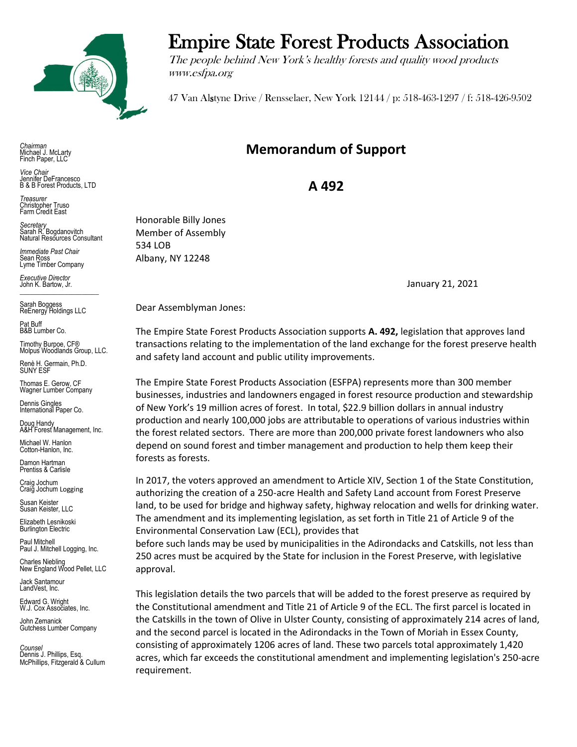# Empire State Forest Products Association

*The people behind New York's healthy forests and quality wood products*
*www.esfpa.org*

47 Van Alstyne Drive / Rensselaer, New York 12144 / p: 518-463-1297 / f: 518-426-9502

*Chairman*
Michael J. McLarty
Finch Paper, LLC

*Vice Chair*
Jennifer DeFrancesco
B & B Forest Products, LTD

*Treasurer*
Christopher Truso
Farm Credit East

*Secretary*
Sarah R. Bogdanovitch
Natural Resources Consultant

*Immediate Past Chair*
Sean Ross
Lyme Timber Company

*Executive Director*
John K. Bartow, Jr.

---

Sarah Boggess
ReEnergy Holdings LLC

Pat Buff
B&B Lumber Co.

Timothy Burpoe, CF®
Molpus Woodlands Group, LLC.

Renè H. Germain, Ph.D.
SUNY ESF

Thomas E. Gerow, CF
Wagner Lumber Company

Dennis Gingles
International Paper Co.

Doug Handy
A&H Forest Management, Inc.

Michael W. Hanlon
Cotton-Hanlon, Inc.

Damon Hartman
Prentiss & Carlisle

Craig Jochum
Craig Jochum Logging

Susan Keister
Susan Keister, LLC

Elizabeth Lesnikoski
Burlington Electric

Paul Mitchell
Paul J. Mitchell Logging, Inc.

Charles Niebling
New England Wood Pellet, LLC

Jack Santamour
LandVest, Inc.

Edward G. Wright
W.J. Cox Associates, Inc.

John Zemanick
Gutchess Lumber Company

*Counsel*
Dennis J. Phillips, Esq.
McPhillips, Fitzgerald & Cullum

## Memorandum of Support

## A 492

Honorable Billy Jones
Member of Assembly
534 LOB
Albany, NY 12248

January 21, 2021

Dear Assemblyman Jones:

The Empire State Forest Products Association supports **A. 492,** legislation that approves land transactions relating to the implementation of the land exchange for the forest preserve health and safety land account and public utility improvements.

The Empire State Forest Products Association (ESFPA) represents more than 300 member businesses, industries and landowners engaged in forest resource production and stewardship of New York's 19 million acres of forest. In total, $22.9 billion dollars in annual industry production and nearly 100,000 jobs are attributable to operations of various industries within the forest related sectors. There are more than 200,000 private forest landowners who also depend on sound forest and timber management and production to help them keep their forests as forests.

In 2017, the voters approved an amendment to Article XIV, Section 1 of the State Constitution, authorizing the creation of a 250-acre Health and Safety Land account from Forest Preserve land, to be used for bridge and highway safety, highway relocation and wells for drinking water. The amendment and its implementing legislation, as set forth in Title 21 of Article 9 of the Environmental Conservation Law (ECL), provides that
before such lands may be used by municipalities in the Adirondacks and Catskills, not less than 250 acres must be acquired by the State for inclusion in the Forest Preserve, with legislative approval.

This legislation details the two parcels that will be added to the forest preserve as required by the Constitutional amendment and Title 21 of Article 9 of the ECL. The first parcel is located in the Catskills in the town of Olive in Ulster County, consisting of approximately 214 acres of land, and the second parcel is located in the Adirondacks in the Town of Moriah in Essex County, consisting of approximately 1206 acres of land. These two parcels total approximately 1,420 acres, which far exceeds the constitutional amendment and implementing legislation's 250-acre requirement.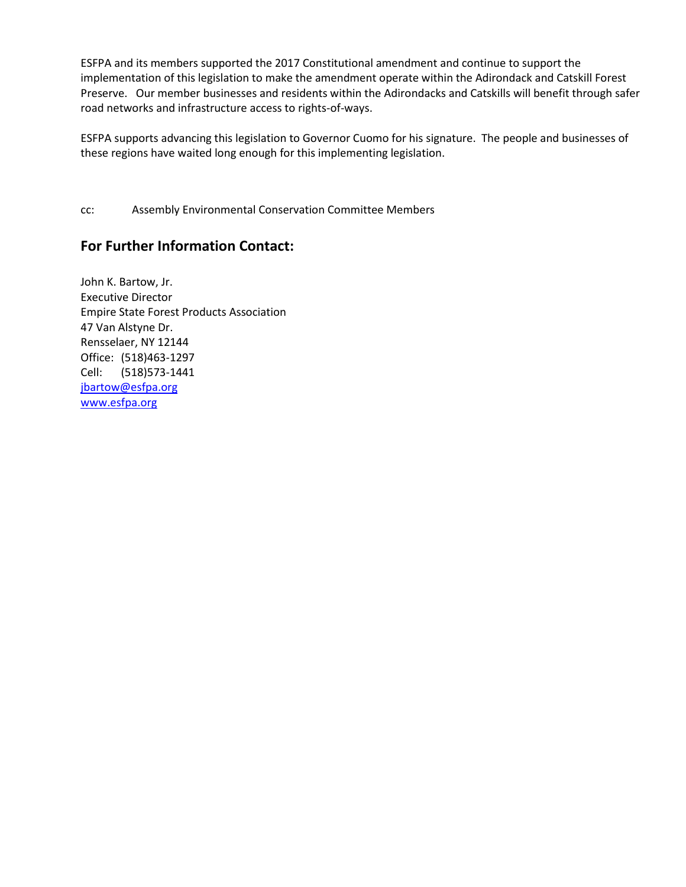ESFPA and its members supported the 2017 Constitutional amendment and continue to support the implementation of this legislation to make the amendment operate within the Adirondack and Catskill Forest Preserve. Our member businesses and residents within the Adirondacks and Catskills will benefit through safer road networks and infrastructure access to rights-of-ways.

ESFPA supports advancing this legislation to Governor Cuomo for his signature. The people and businesses of these regions have waited long enough for this implementing legislation.

cc: Assembly Environmental Conservation Committee Members

## For Further Information Contact:

John K. Bartow, Jr.
Executive Director
Empire State Forest Products Association
47 Van Alstyne Dr.
Rensselaer, NY 12144
Office: (518)463-1297
Cell: (518)573-1441
jbartow@esfpa.org
www.esfpa.org